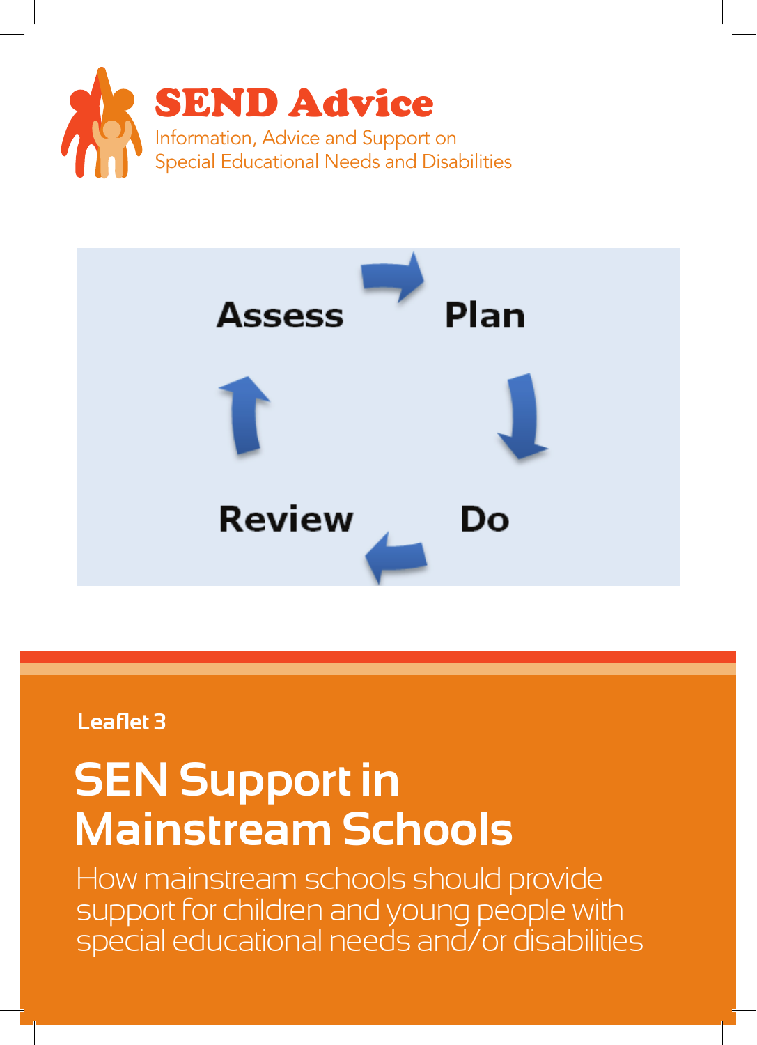**SEND Advice**

Information, Advice and Support on
Special Educational Needs and Disabilities

Assess → Plan → Do → Review

Leaflet 3

# SEN Support in Mainstream Schools

How mainstream schools should provide support for children and young people with special educational needs and/or disabilities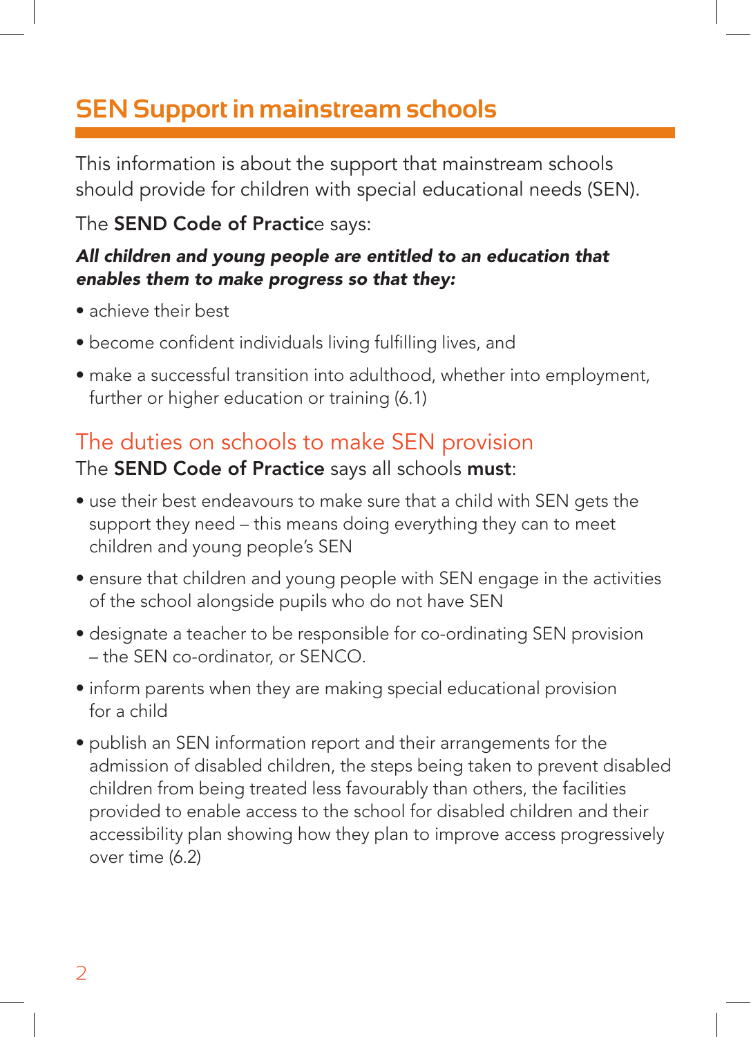# SEN Support in mainstream schools

This information is about the support that mainstream schools should provide for children with special educational needs (SEN).

The **SEND Code of Practice** says:

***All children and young people are entitled to an education that enables them to make progress so that they:***

- achieve their best
- become confident individuals living fulfilling lives, and
- make a successful transition into adulthood, whether into employment, further or higher education or training (6.1)

## The duties on schools to make SEN provision

The **SEND Code of Practice** says all schools **must**:

- use their best endeavours to make sure that a child with SEN gets the support they need – this means doing everything they can to meet children and young people's SEN
- ensure that children and young people with SEN engage in the activities of the school alongside pupils who do not have SEN
- designate a teacher to be responsible for co-ordinating SEN provision – the SEN co-ordinator, or SENCO.
- inform parents when they are making special educational provision for a child
- publish an SEN information report and their arrangements for the admission of disabled children, the steps being taken to prevent disabled children from being treated less favourably than others, the facilities provided to enable access to the school for disabled children and their accessibility plan showing how they plan to improve access progressively over time (6.2)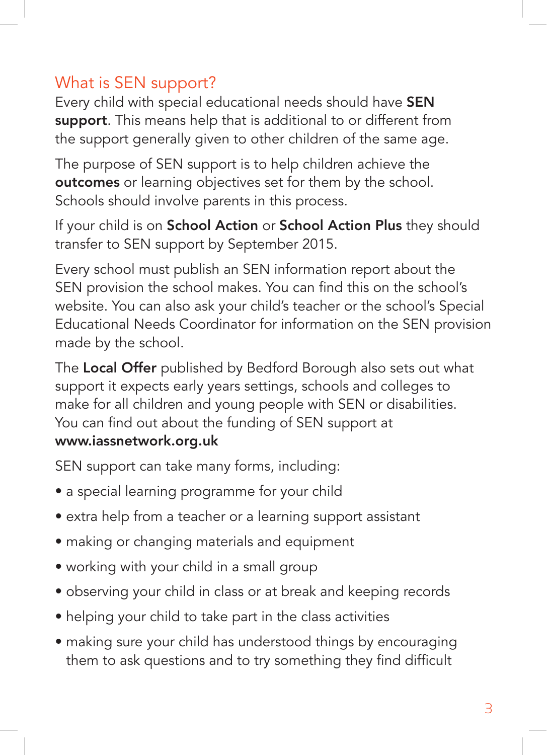## What is SEN support?

Every child with special educational needs should have **SEN support**. This means help that is additional to or different from the support generally given to other children of the same age.

The purpose of SEN support is to help children achieve the **outcomes** or learning objectives set for them by the school. Schools should involve parents in this process.

If your child is on **School Action** or **School Action Plus** they should transfer to SEN support by September 2015.

Every school must publish an SEN information report about the SEN provision the school makes. You can find this on the school's website. You can also ask your child's teacher or the school's Special Educational Needs Coordinator for information on the SEN provision made by the school.

The **Local Offer** published by Bedford Borough also sets out what support it expects early years settings, schools and colleges to make for all children and young people with SEN or disabilities. You can find out about the funding of SEN support at **www.iassnetwork.org.uk**

SEN support can take many forms, including:

- a special learning programme for your child
- extra help from a teacher or a learning support assistant
- making or changing materials and equipment
- working with your child in a small group
- observing your child in class or at break and keeping records
- helping your child to take part in the class activities
- making sure your child has understood things by encouraging them to ask questions and to try something they find difficult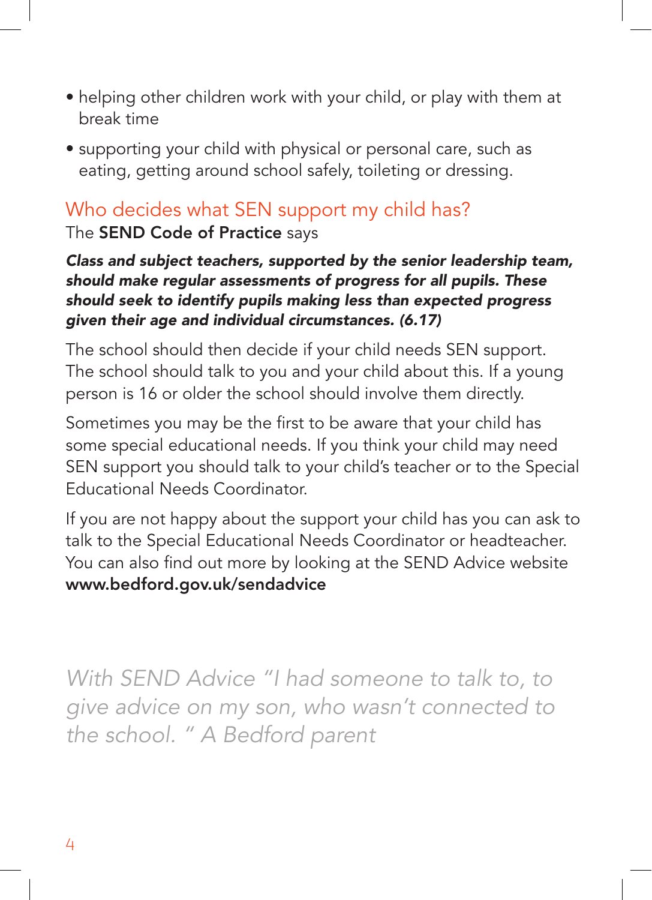- helping other children work with your child, or play with them at break time
- supporting your child with physical or personal care, such as eating, getting around school safely, toileting or dressing.

## Who decides what SEN support my child has?

The **SEND Code of Practice** says

***Class and subject teachers, supported by the senior leadership team, should make regular assessments of progress for all pupils. These should seek to identify pupils making less than expected progress given their age and individual circumstances. (6.17)***

The school should then decide if your child needs SEN support. The school should talk to you and your child about this. If a young person is 16 or older the school should involve them directly.

Sometimes you may be the first to be aware that your child has some special educational needs. If you think your child may need SEN support you should talk to your child's teacher or to the Special Educational Needs Coordinator.

If you are not happy about the support your child has you can ask to talk to the Special Educational Needs Coordinator or headteacher. You can also find out more by looking at the SEND Advice website **www.bedford.gov.uk/sendadvice**

*With SEND Advice "I had someone to talk to, to give advice on my son, who wasn't connected to the school. " A Bedford parent*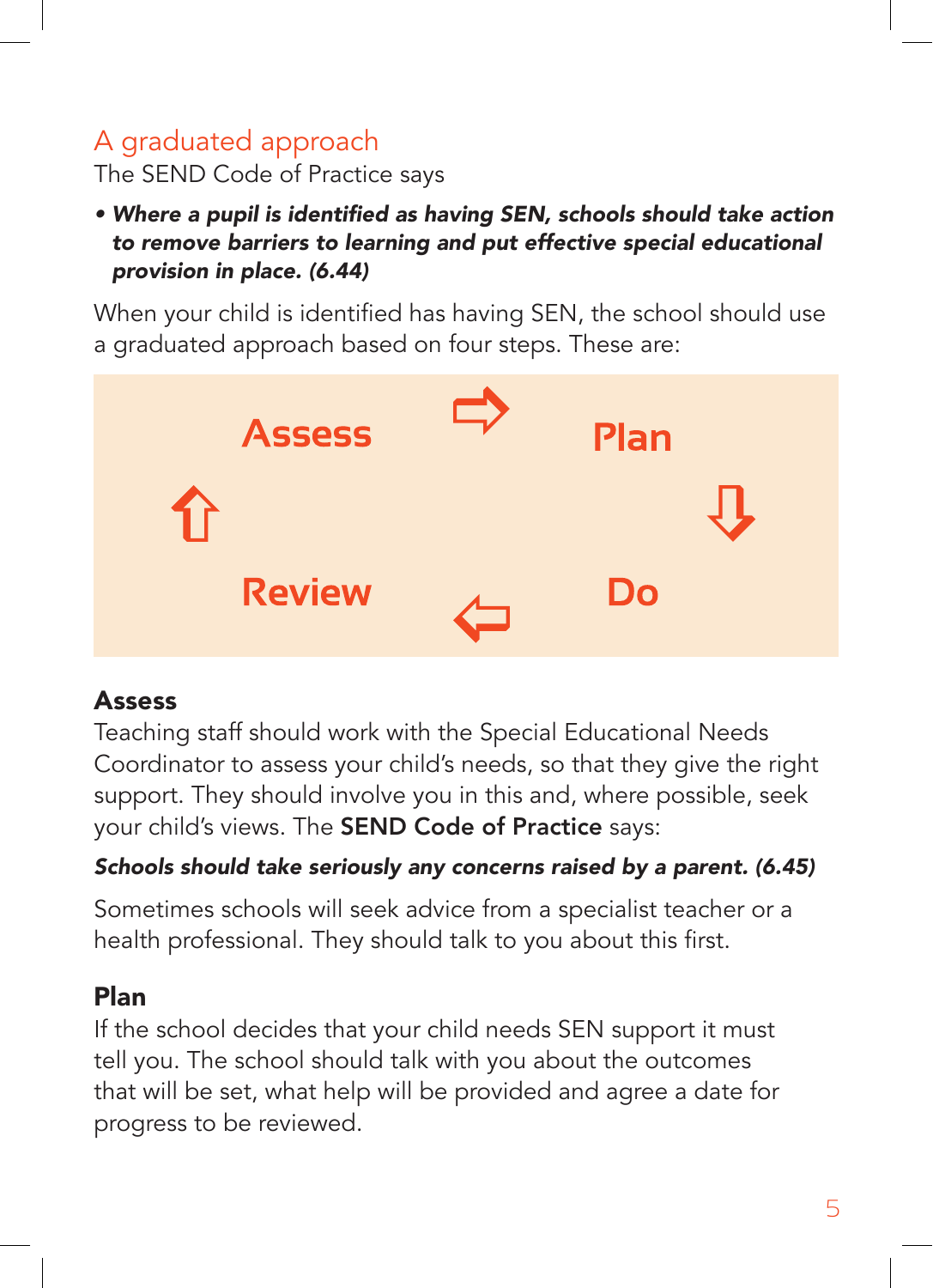## A graduated approach

The SEND Code of Practice says

- ***Where a pupil is identified as having SEN, schools should take action to remove barriers to learning and put effective special educational provision in place. (6.44)***

When your child is identified has having SEN, the school should use a graduated approach based on four steps. These are:

Assess ⇨ Plan ⇩ Do ⇦ Review ⇧

### Assess

Teaching staff should work with the Special Educational Needs Coordinator to assess your child's needs, so that they give the right support. They should involve you in this and, where possible, seek your child's views. The **SEND Code of Practice** says:

***Schools should take seriously any concerns raised by a parent. (6.45)***

Sometimes schools will seek advice from a specialist teacher or a health professional. They should talk to you about this first.

### Plan

If the school decides that your child needs SEN support it must tell you. The school should talk with you about the outcomes that will be set, what help will be provided and agree a date for progress to be reviewed.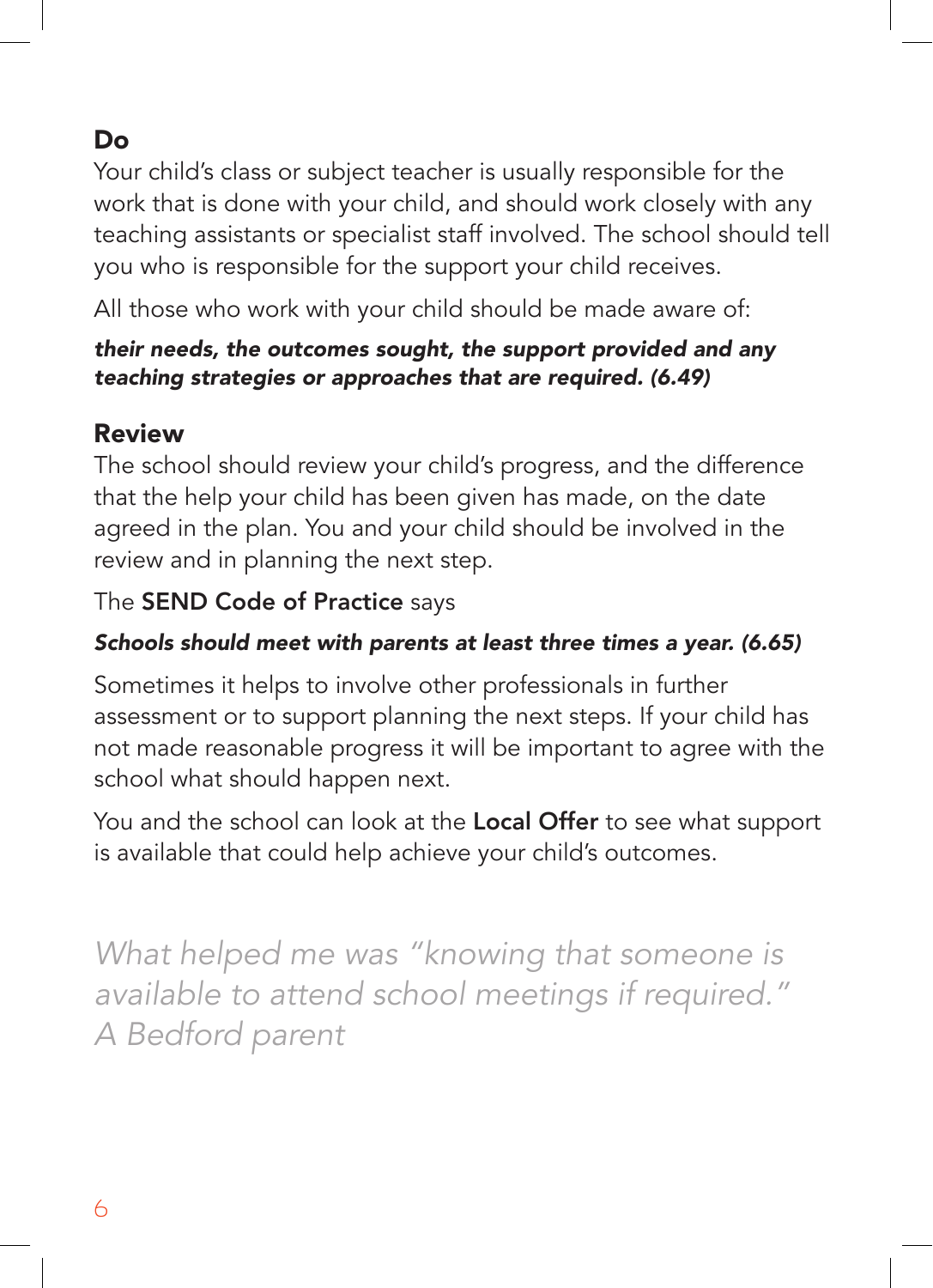## Do

Your child's class or subject teacher is usually responsible for the work that is done with your child, and should work closely with any teaching assistants or specialist staff involved. The school should tell you who is responsible for the support your child receives.

All those who work with your child should be made aware of:

***their needs, the outcomes sought, the support provided and any teaching strategies or approaches that are required. (6.49)***

## Review

The school should review your child's progress, and the difference that the help your child has been given has made, on the date agreed in the plan. You and your child should be involved in the review and in planning the next step.

The **SEND Code of Practice** says

***Schools should meet with parents at least three times a year. (6.65)***

Sometimes it helps to involve other professionals in further assessment or to support planning the next steps. If your child has not made reasonable progress it will be important to agree with the school what should happen next.

You and the school can look at the **Local Offer** to see what support is available that could help achieve your child's outcomes.

*What helped me was "knowing that someone is available to attend school meetings if required."*
*A Bedford parent*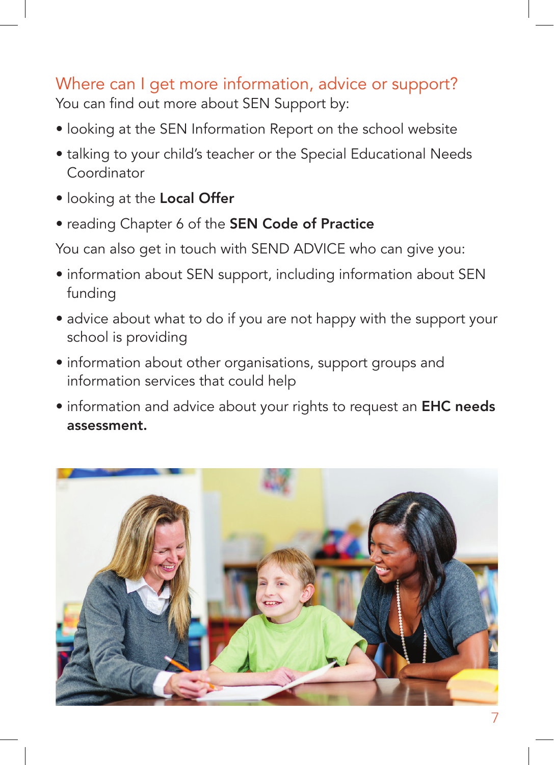## Where can I get more information, advice or support?

You can find out more about SEN Support by:

- looking at the SEN Information Report on the school website
- talking to your child's teacher or the Special Educational Needs Coordinator
- looking at the **Local Offer**
- reading Chapter 6 of the **SEN Code of Practice**

You can also get in touch with SEND ADVICE who can give you:

- information about SEN support, including information about SEN funding
- advice about what to do if you are not happy with the support your school is providing
- information about other organisations, support groups and information services that could help
- information and advice about your rights to request an **EHC needs assessment.**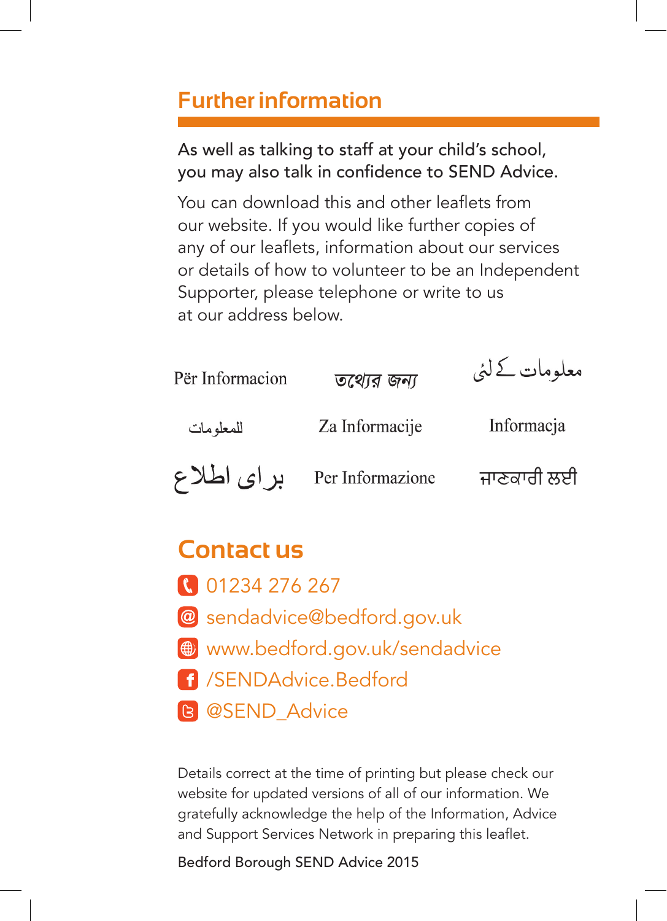## Further information

As well as talking to staff at your child's school, you may also talk in confidence to SEND Advice.

You can download this and other leaflets from our website. If you would like further copies of any of our leaflets, information about our services or details of how to volunteer to be an Independent Supporter, please telephone or write to us at our address below.

| | | |
|---|---|---|
| Për Informacion | তথ্যের জন্য | معلومات کے لئے |
| للمعلومات | Za Informacije | Informacja |
| برای اطلاع | Per Informazione | ਜਾਣਕਾਰੀ ਲਈ |

## Contact us

- 01234 276 267
- sendadvice@bedford.gov.uk
- www.bedford.gov.uk/sendadvice
- /SENDAdvice.Bedford
- @SEND_Advice

Details correct at the time of printing but please check our website for updated versions of all of our information. We gratefully acknowledge the help of the Information, Advice and Support Services Network in preparing this leaflet.

Bedford Borough SEND Advice 2015